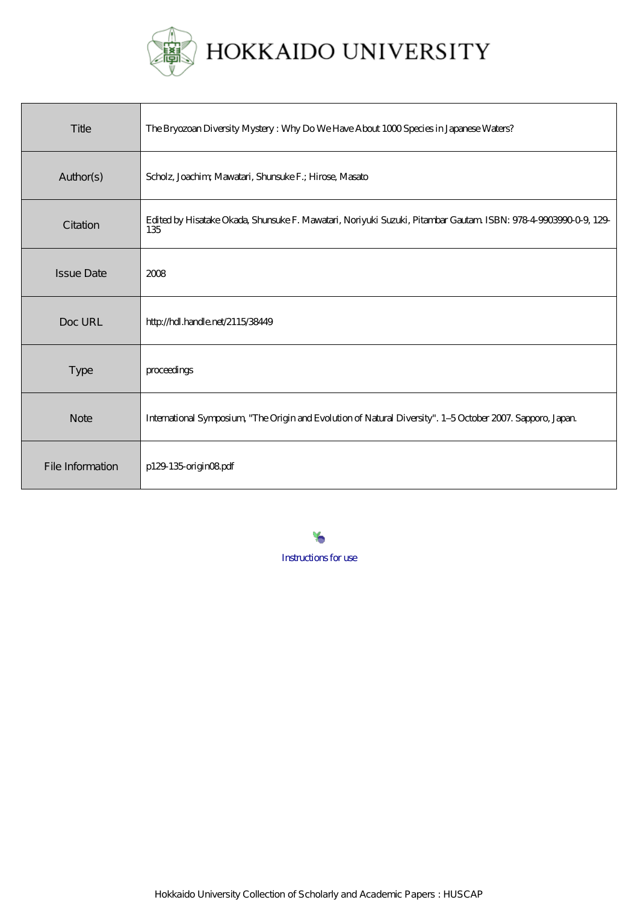# HOKKAIDO UNIVERSITY

| Title | The Bryozoan Diversity Mystery : Why Do We Have About 1000 Species in Japanese Waters? |
| --- | --- |
| Author(s) | Scholz, Joachim; Mawatari, Shunsuke F.; Hirose, Masato |
| Citation | Edited by Hisatake Okada, Shunsuke F. Mawatari, Noriyuki Suzuki, Pitambar Gautam. ISBN: 978-4-9903990-0-9, 129-135 |
| Issue Date | 2008 |
| Doc URL | http://hdl.handle.net/2115/38449 |
| Type | proceedings |
| Note | International Symposium, "The Origin and Evolution of Natural Diversity". 1–5 October 2007. Sapporo, Japan. |
| File Information | p129-135-origin08.pdf |

Instructions for use

Hokkaido University Collection of Scholarly and Academic Papers : HUSCAP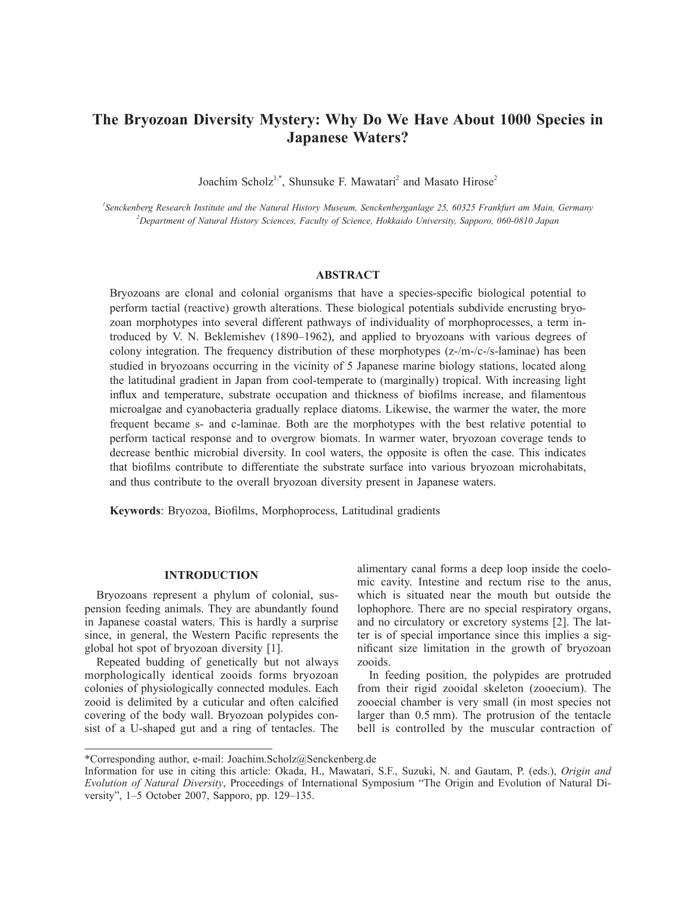# The Bryozoan Diversity Mystery: Why Do We Have About 1000 Species in Japanese Waters?

Joachim Scholz[1,*], Shunsuke F. Mawatari[2] and Masato Hirose[2]

[1]Senckenberg Research Institute and the Natural History Museum, Senckenberganlage 25, 60325 Frankfurt am Main, Germany
[2]Department of Natural History Sciences, Faculty of Science, Hokkaido University, Sapporo, 060-0810 Japan

## ABSTRACT

Bryozoans are clonal and colonial organisms that have a species-specific biological potential to perform tactial (reactive) growth alterations. These biological potentials subdivide encrusting bryozoan morphotypes into several different pathways of individuality of morphoprocesses, a term introduced by V. N. Beklemishev (1890–1962), and applied to bryozoans with various degrees of colony integration. The frequency distribution of these morphotypes (z-/m-/c-/s-laminae) has been studied in bryozoans occurring in the vicinity of 5 Japanese marine biology stations, located along the latitudinal gradient in Japan from cool-temperate to (marginally) tropical. With increasing light influx and temperature, substrate occupation and thickness of biofilms increase, and filamentous microalgae and cyanobacteria gradually replace diatoms. Likewise, the warmer the water, the more frequent became s- and c-laminae. Both are the morphotypes with the best relative potential to perform tactical response and to overgrow biomats. In warmer water, bryozoan coverage tends to decrease benthic microbial diversity. In cool waters, the opposite is often the case. This indicates that biofilms contribute to differentiate the substrate surface into various bryozoan microhabitats, and thus contribute to the overall bryozoan diversity present in Japanese waters.

**Keywords**: Bryozoa, Biofilms, Morphoprocess, Latitudinal gradients

## INTRODUCTION

Bryozoans represent a phylum of colonial, suspension feeding animals. They are abundantly found in Japanese coastal waters. This is hardly a surprise since, in general, the Western Pacific represents the global hot spot of bryozoan diversity [1].

Repeated budding of genetically but not always morphologically identical zooids forms bryozoan colonies of physiologically connected modules. Each zooid is delimited by a cuticular and often calcified covering of the body wall. Bryozoan polypides consist of a U-shaped gut and a ring of tentacles. The alimentary canal forms a deep loop inside the coelomic cavity. Intestine and rectum rise to the anus, which is situated near the mouth but outside the lophophore. There are no special respiratory organs, and no circulatory or excretory systems [2]. The latter is of special importance since this implies a significant size limitation in the growth of bryozoan zooids.

In feeding position, the polypides are protruded from their rigid zooidal skeleton (zooecium). The zooecial chamber is very small (in most species not larger than 0.5 mm). The protrusion of the tentacle bell is controlled by the muscular contraction of

*Corresponding author, e-mail: Joachim.Scholz@Senckenberg.de
Information for use in citing this article: Okada, H., Mawatari, S.F., Suzuki, N. and Gautam, P. (eds.), *Origin and Evolution of Natural Diversity*, Proceedings of International Symposium "The Origin and Evolution of Natural Diversity", 1–5 October 2007, Sapporo, pp. 129–135.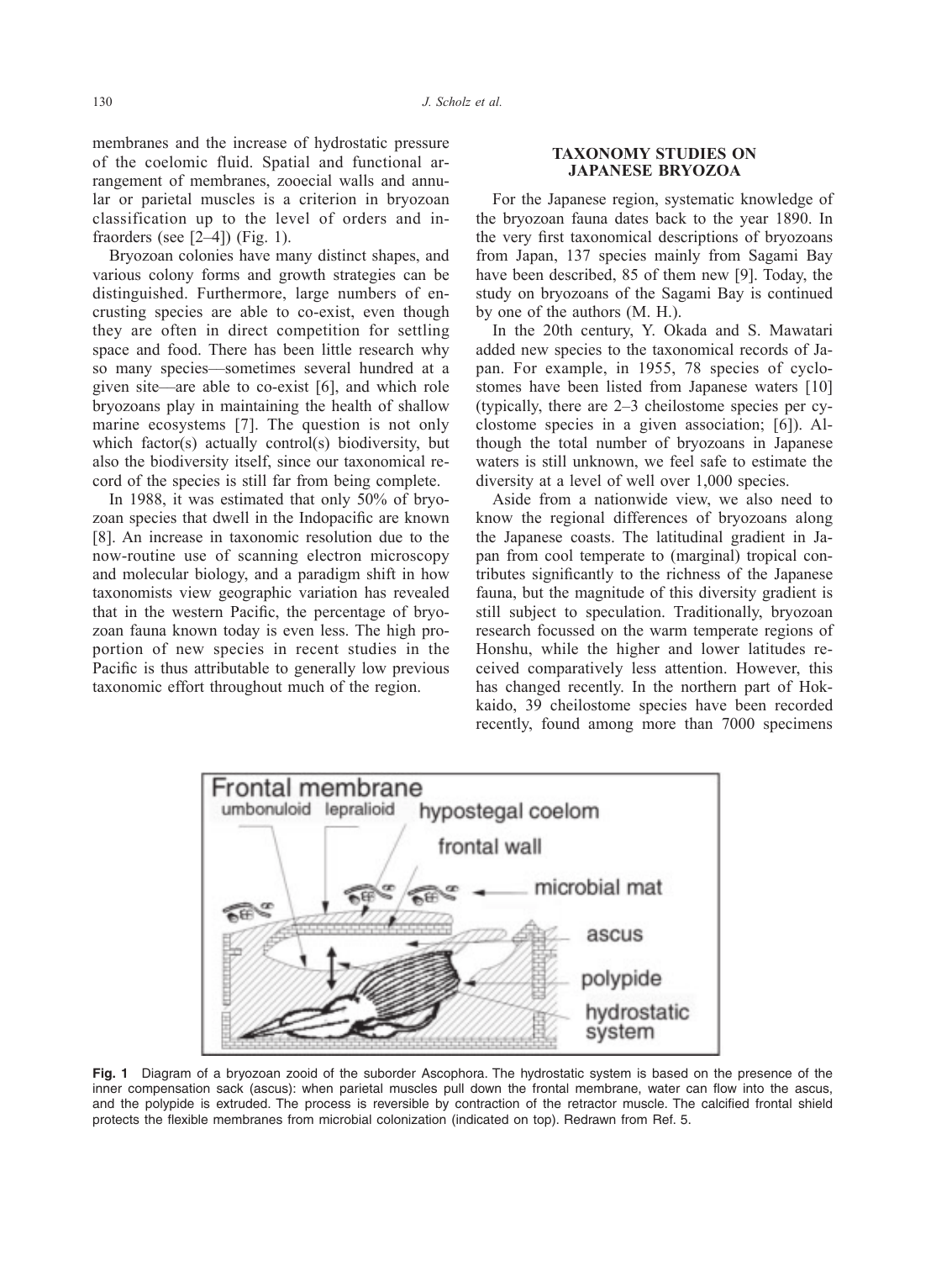membranes and the increase of hydrostatic pressure of the coelomic fluid. Spatial and functional arrangement of membranes, zooecial walls and annular or parietal muscles is a criterion in bryozoan classification up to the level of orders and infraorders (see [2–4]) (Fig. 1).

Bryozoan colonies have many distinct shapes, and various colony forms and growth strategies can be distinguished. Furthermore, large numbers of encrusting species are able to co-exist, even though they are often in direct competition for settling space and food. There has been little research why so many species—sometimes several hundred at a given site—are able to co-exist [6], and which role bryozoans play in maintaining the health of shallow marine ecosystems [7]. The question is not only which factor(s) actually control(s) biodiversity, but also the biodiversity itself, since our taxonomical record of the species is still far from being complete.

In 1988, it was estimated that only 50% of bryozoan species that dwell in the Indopacific are known [8]. An increase in taxonomic resolution due to the now-routine use of scanning electron microscopy and molecular biology, and a paradigm shift in how taxonomists view geographic variation has revealed that in the western Pacific, the percentage of bryozoan fauna known today is even less. The high proportion of new species in recent studies in the Pacific is thus attributable to generally low previous taxonomic effort throughout much of the region.

## TAXONOMY STUDIES ON JAPANESE BRYOZOA

For the Japanese region, systematic knowledge of the bryozoan fauna dates back to the year 1890. In the very first taxonomical descriptions of bryozoans from Japan, 137 species mainly from Sagami Bay have been described, 85 of them new [9]. Today, the study on bryozoans of the Sagami Bay is continued by one of the authors (M. H.).

In the 20th century, Y. Okada and S. Mawatari added new species to the taxonomical records of Japan. For example, in 1955, 78 species of cyclostomes have been listed from Japanese waters [10] (typically, there are 2–3 cheilostome species per cyclostome species in a given association; [6]). Although the total number of bryozoans in Japanese waters is still unknown, we feel safe to estimate the diversity at a level of well over 1,000 species.

Aside from a nationwide view, we also need to know the regional differences of bryozoans along the Japanese coasts. The latitudinal gradient in Japan from cool temperate to (marginal) tropical contributes significantly to the richness of the Japanese fauna, but the magnitude of this diversity gradient is still subject to speculation. Traditionally, bryozoan research focussed on the warm temperate regions of Honshu, while the higher and lower latitudes received comparatively less attention. However, this has changed recently. In the northern part of Hokkaido, 39 cheilostome species have been recorded recently, found among more than 7000 specimens

**Fig. 1** Diagram of a bryozoan zooid of the suborder Ascophora. The hydrostatic system is based on the presence of the inner compensation sack (ascus): when parietal muscles pull down the frontal membrane, water can flow into the ascus, and the polypide is extruded. The process is reversible by contraction of the retractor muscle. The calcified frontal shield protects the flexible membranes from microbial colonization (indicated on top). Redrawn from Ref. 5.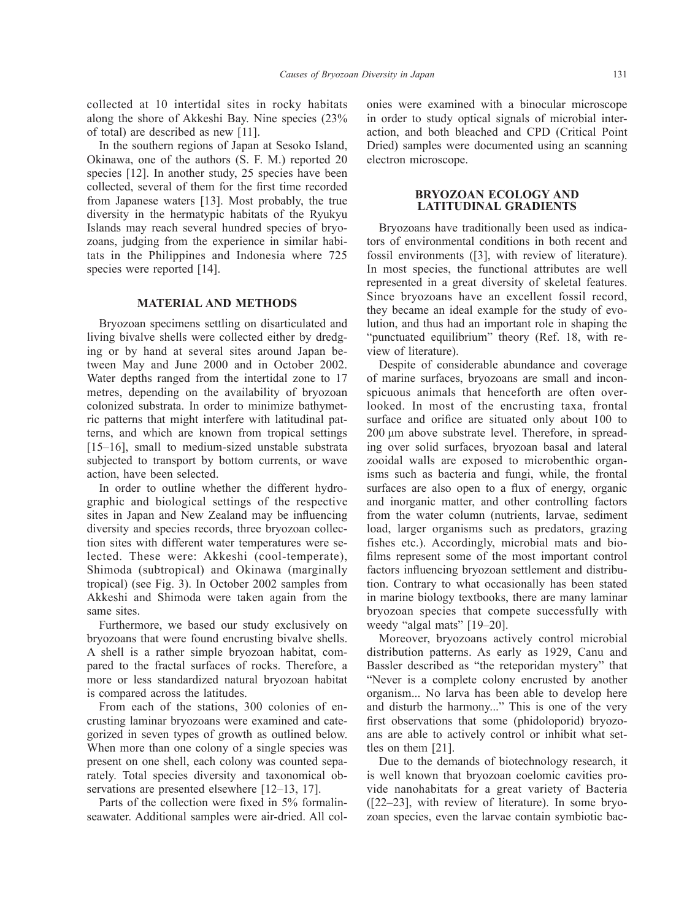collected at 10 intertidal sites in rocky habitats along the shore of Akkeshi Bay. Nine species (23% of total) are described as new [11].

In the southern regions of Japan at Sesoko Island, Okinawa, one of the authors (S. F. M.) reported 20 species [12]. In another study, 25 species have been collected, several of them for the first time recorded from Japanese waters [13]. Most probably, the true diversity in the hermatypic habitats of the Ryukyu Islands may reach several hundred species of bryozoans, judging from the experience in similar habitats in the Philippines and Indonesia where 725 species were reported [14].

## MATERIAL AND METHODS

Bryozoan specimens settling on disarticulated and living bivalve shells were collected either by dredging or by hand at several sites around Japan between May and June 2000 and in October 2002. Water depths ranged from the intertidal zone to 17 metres, depending on the availability of bryozoan colonized substrata. In order to minimize bathymetric patterns that might interfere with latitudinal patterns, and which are known from tropical settings [15–16], small to medium-sized unstable substrata subjected to transport by bottom currents, or wave action, have been selected.

In order to outline whether the different hydrographic and biological settings of the respective sites in Japan and New Zealand may be influencing diversity and species records, three bryozoan collection sites with different water temperatures were selected. These were: Akkeshi (cool-temperate), Shimoda (subtropical) and Okinawa (marginally tropical) (see Fig. 3). In October 2002 samples from Akkeshi and Shimoda were taken again from the same sites.

Furthermore, we based our study exclusively on bryozoans that were found encrusting bivalve shells. A shell is a rather simple bryozoan habitat, compared to the fractal surfaces of rocks. Therefore, a more or less standardized natural bryozoan habitat is compared across the latitudes.

From each of the stations, 300 colonies of encrusting laminar bryozoans were examined and categorized in seven types of growth as outlined below. When more than one colony of a single species was present on one shell, each colony was counted separately. Total species diversity and taxonomical observations are presented elsewhere [12–13, 17].

Parts of the collection were fixed in 5% formalin-seawater. Additional samples were air-dried. All colonies were examined with a binocular microscope in order to study optical signals of microbial interaction, and both bleached and CPD (Critical Point Dried) samples were documented using an scanning electron microscope.

## BRYOZOAN ECOLOGY AND LATITUDINAL GRADIENTS

Bryozoans have traditionally been used as indicators of environmental conditions in both recent and fossil environments ([3], with review of literature). In most species, the functional attributes are well represented in a great diversity of skeletal features. Since bryozoans have an excellent fossil record, they became an ideal example for the study of evolution, and thus had an important role in shaping the "punctuated equilibrium" theory (Ref. 18, with review of literature).

Despite of considerable abundance and coverage of marine surfaces, bryozoans are small and inconspicuous animals that henceforth are often overlooked. In most of the encrusting taxa, frontal surface and orifice are situated only about 100 to 200 μm above substrate level. Therefore, in spreading over solid surfaces, bryozoan basal and lateral zooidal walls are exposed to microbenthic organisms such as bacteria and fungi, while, the frontal surfaces are also open to a flux of energy, organic and inorganic matter, and other controlling factors from the water column (nutrients, larvae, sediment load, larger organisms such as predators, grazing fishes etc.). Accordingly, microbial mats and biofilms represent some of the most important control factors influencing bryozoan settlement and distribution. Contrary to what occasionally has been stated in marine biology textbooks, there are many laminar bryozoan species that compete successfully with weedy "algal mats" [19–20].

Moreover, bryozoans actively control microbial distribution patterns. As early as 1929, Canu and Bassler described as "the reteporidan mystery" that "Never is a complete colony encrusted by another organism... No larva has been able to develop here and disturb the harmony..." This is one of the very first observations that some (phidoloporid) bryozoans are able to actively control or inhibit what settles on them [21].

Due to the demands of biotechnology research, it is well known that bryozoan coelomic cavities provide nanohabitats for a great variety of Bacteria ([22–23], with review of literature). In some bryozoan species, even the larvae contain symbiotic bac-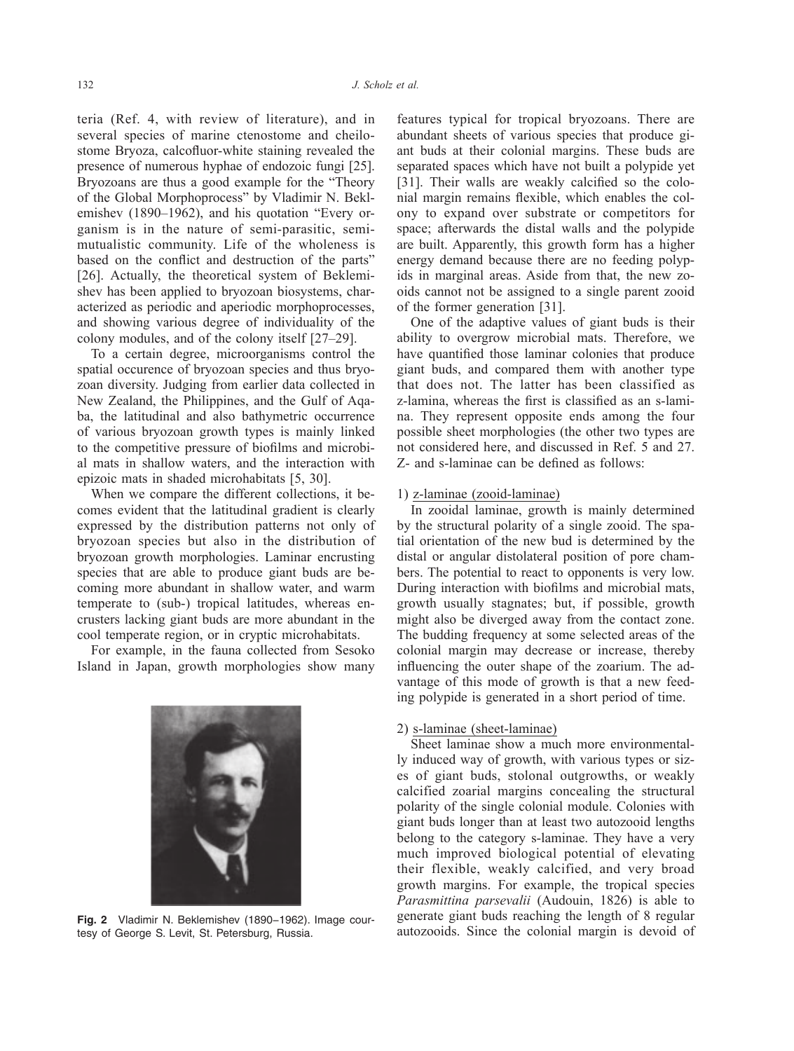teria (Ref. 4, with review of literature), and in several species of marine ctenostome and cheilostome Bryoza, calcofluor-white staining revealed the presence of numerous hyphae of endozoic fungi [25]. Bryozoans are thus a good example for the "Theory of the Global Morphoprocess" by Vladimir N. Beklemishev (1890–1962), and his quotation "Every organism is in the nature of semi-parasitic, semi-mutualistic community. Life of the wholeness is based on the conflict and destruction of the parts" [26]. Actually, the theoretical system of Beklemishev has been applied to bryozoan biosystems, characterized as periodic and aperiodic morphoprocesses, and showing various degree of individuality of the colony modules, and of the colony itself [27–29].

To a certain degree, microorganisms control the spatial occurence of bryozoan species and thus bryozoan diversity. Judging from earlier data collected in New Zealand, the Philippines, and the Gulf of Aqaba, the latitudinal and also bathymetric occurrence of various bryozoan growth types is mainly linked to the competitive pressure of biofilms and microbial mats in shallow waters, and the interaction with epizoic mats in shaded microhabitats [5, 30].

When we compare the different collections, it becomes evident that the latitudinal gradient is clearly expressed by the distribution patterns not only of bryozoan species but also in the distribution of bryozoan growth morphologies. Laminar encrusting species that are able to produce giant buds are becoming more abundant in shallow water, and warm temperate to (sub-) tropical latitudes, whereas encrusters lacking giant buds are more abundant in the cool temperate region, or in cryptic microhabitats.

For example, in the fauna collected from Sesoko Island in Japan, growth morphologies show many features typical for tropical bryozoans. There are abundant sheets of various species that produce giant buds at their colonial margins. These buds are separated spaces which have not built a polypide yet [31]. Their walls are weakly calcified so the colonial margin remains flexible, which enables the colony to expand over substrate or competitors for space; afterwards the distal walls and the polypide are built. Apparently, this growth form has a higher energy demand because there are no feeding polypids in marginal areas. Aside from that, the new zooids cannot not be assigned to a single parent zooid of the former generation [31].

**Fig. 2** Vladimir N. Beklemishev (1890–1962). Image courtesy of George S. Levit, St. Petersburg, Russia.

One of the adaptive values of giant buds is their ability to overgrow microbial mats. Therefore, we have quantified those laminar colonies that produce giant buds, and compared them with another type that does not. The latter has been classified as z-lamina, whereas the first is classified as an s-lamina. They represent opposite ends among the four possible sheet morphologies (the other two types are not considered here, and discussed in Ref. 5 and 27. Z- and s-laminae can be defined as follows:

1) z-laminae (zooid-laminae)

In zooidal laminae, growth is mainly determined by the structural polarity of a single zooid. The spatial orientation of the new bud is determined by the distal or angular distolateral position of pore chambers. The potential to react to opponents is very low. During interaction with biofilms and microbial mats, growth usually stagnates; but, if possible, growth might also be diverged away from the contact zone. The budding frequency at some selected areas of the colonial margin may decrease or increase, thereby influencing the outer shape of the zoarium. The advantage of this mode of growth is that a new feeding polypide is generated in a short period of time.

2) s-laminae (sheet-laminae)

Sheet laminae show a much more environmentally induced way of growth, with various types or sizes of giant buds, stolonal outgrowths, or weakly calcified zoarial margins concealing the structural polarity of the single colonial module. Colonies with giant buds longer than at least two autozooid lengths belong to the category s-laminae. They have a very much improved biological potential of elevating their flexible, weakly calcified, and very broad growth margins. For example, the tropical species *Parasmittina parsevalii* (Audouin, 1826) is able to generate giant buds reaching the length of 8 regular autozooids. Since the colonial margin is devoid of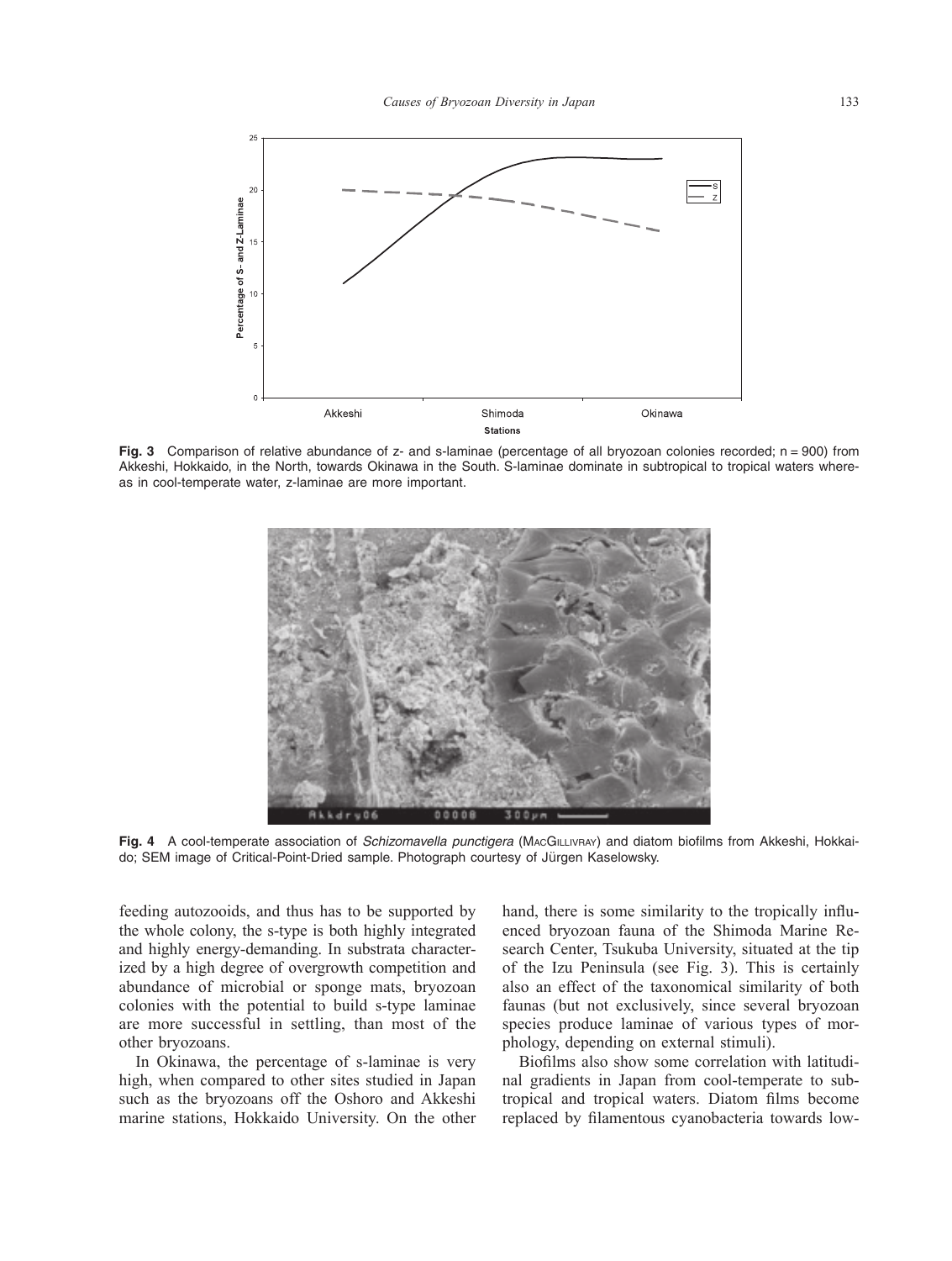**Fig. 3** Comparison of relative abundance of z- and s-laminae (percentage of all bryozoan colonies recorded; n = 900) from Akkeshi, Hokkaido, in the North, towards Okinawa in the South. S-laminae dominate in subtropical to tropical waters whereas in cool-temperate water, z-laminae are more important.

**Fig. 4** A cool-temperate association of *Schizomavella punctigera* (MacGillivray) and diatom biofilms from Akkeshi, Hokkaido; SEM image of Critical-Point-Dried sample. Photograph courtesy of Jürgen Kaselowsky.

feeding autozooids, and thus has to be supported by the whole colony, the s-type is both highly integrated and highly energy-demanding. In substrata characterized by a high degree of overgrowth competition and abundance of microbial or sponge mats, bryozoan colonies with the potential to build s-type laminae are more successful in settling, than most of the other bryozoans.

In Okinawa, the percentage of s-laminae is very high, when compared to other sites studied in Japan such as the bryozoans off the Oshoro and Akkeshi marine stations, Hokkaido University. On the other hand, there is some similarity to the tropically influenced bryozoan fauna of the Shimoda Marine Research Center, Tsukuba University, situated at the tip of the Izu Peninsula (see Fig. 3). This is certainly also an effect of the taxonomical similarity of both faunas (but not exclusively, since several bryozoan species produce laminae of various types of morphology, depending on external stimuli).

Biofilms also show some correlation with latitudinal gradients in Japan from cool-temperate to subtropical and tropical waters. Diatom films become replaced by filamentous cyanobacteria towards low-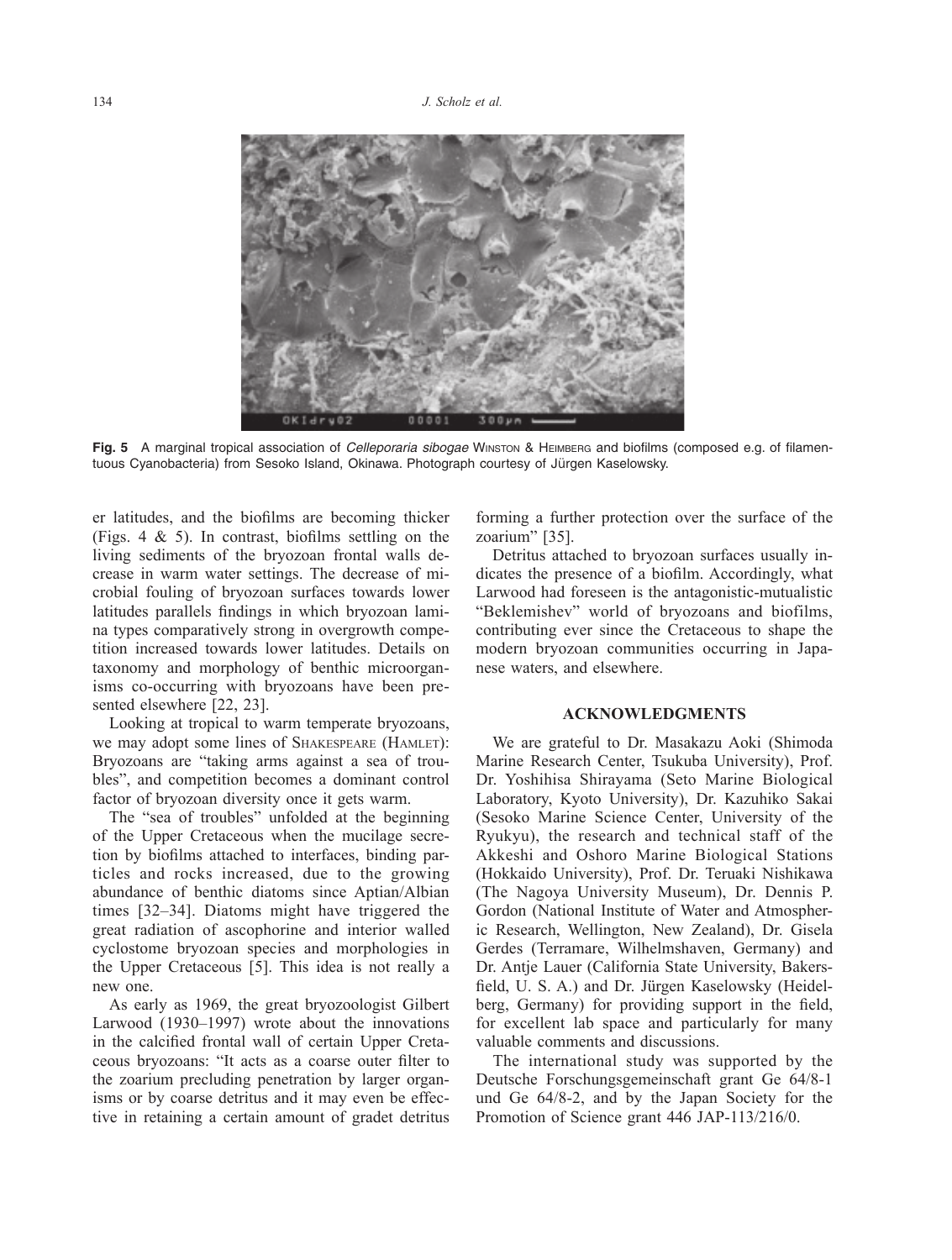**Fig. 5** A marginal tropical association of *Celleporaria sibogae* Winston & Heimberg and biofilms (composed e.g. of filamentuous Cyanobacteria) from Sesoko Island, Okinawa. Photograph courtesy of Jürgen Kaselowsky.

er latitudes, and the biofilms are becoming thicker (Figs. 4 & 5). In contrast, biofilms settling on the living sediments of the bryozoan frontal walls decrease in warm water settings. The decrease of microbial fouling of bryozoan surfaces towards lower latitudes parallels findings in which bryozoan lamina types comparatively strong in overgrowth competition increased towards lower latitudes. Details on taxonomy and morphology of benthic microorganisms co-occurring with bryozoans have been presented elsewhere [22, 23].

Looking at tropical to warm temperate bryozoans, we may adopt some lines of Shakespeare (Hamlet): Bryozoans are "taking arms against a sea of troubles", and competition becomes a dominant control factor of bryozoan diversity once it gets warm.

The "sea of troubles" unfolded at the beginning of the Upper Cretaceous when the mucilage secretion by biofilms attached to interfaces, binding particles and rocks increased, due to the growing abundance of benthic diatoms since Aptian/Albian times [32–34]. Diatoms might have triggered the great radiation of ascophorine and interior walled cyclostome bryozoan species and morphologies in the Upper Cretaceous [5]. This idea is not really a new one.

As early as 1969, the great bryozoologist Gilbert Larwood (1930–1997) wrote about the innovations in the calcified frontal wall of certain Upper Cretaceous bryozoans: "It acts as a coarse outer filter to the zoarium precluding penetration by larger organisms or by coarse detritus and it may even be effective in retaining a certain amount of gradet detritus forming a further protection over the surface of the zoarium" [35].

Detritus attached to bryozoan surfaces usually indicates the presence of a biofilm. Accordingly, what Larwood had foreseen is the antagonistic-mutualistic "Beklemishev" world of bryozoans and biofilms, contributing ever since the Cretaceous to shape the modern bryozoan communities occurring in Japanese waters, and elsewhere.

## ACKNOWLEDGMENTS

We are grateful to Dr. Masakazu Aoki (Shimoda Marine Research Center, Tsukuba University), Prof. Dr. Yoshihisa Shirayama (Seto Marine Biological Laboratory, Kyoto University), Dr. Kazuhiko Sakai (Sesoko Marine Science Center, University of the Ryukyu), the research and technical staff of the Akkeshi and Oshoro Marine Biological Stations (Hokkaido University), Prof. Dr. Teruaki Nishikawa (The Nagoya University Museum), Dr. Dennis P. Gordon (National Institute of Water and Atmospheric Research, Wellington, New Zealand), Dr. Gisela Gerdes (Terramare, Wilhelmshaven, Germany) and Dr. Antje Lauer (California State University, Bakersfield, U. S. A.) and Dr. Jürgen Kaselowsky (Heidelberg, Germany) for providing support in the field, for excellent lab space and particularly for many valuable comments and discussions.

The international study was supported by the Deutsche Forschungsgemeinschaft grant Ge 64/8-1 und Ge 64/8-2, and by the Japan Society for the Promotion of Science grant 446 JAP-113/216/0.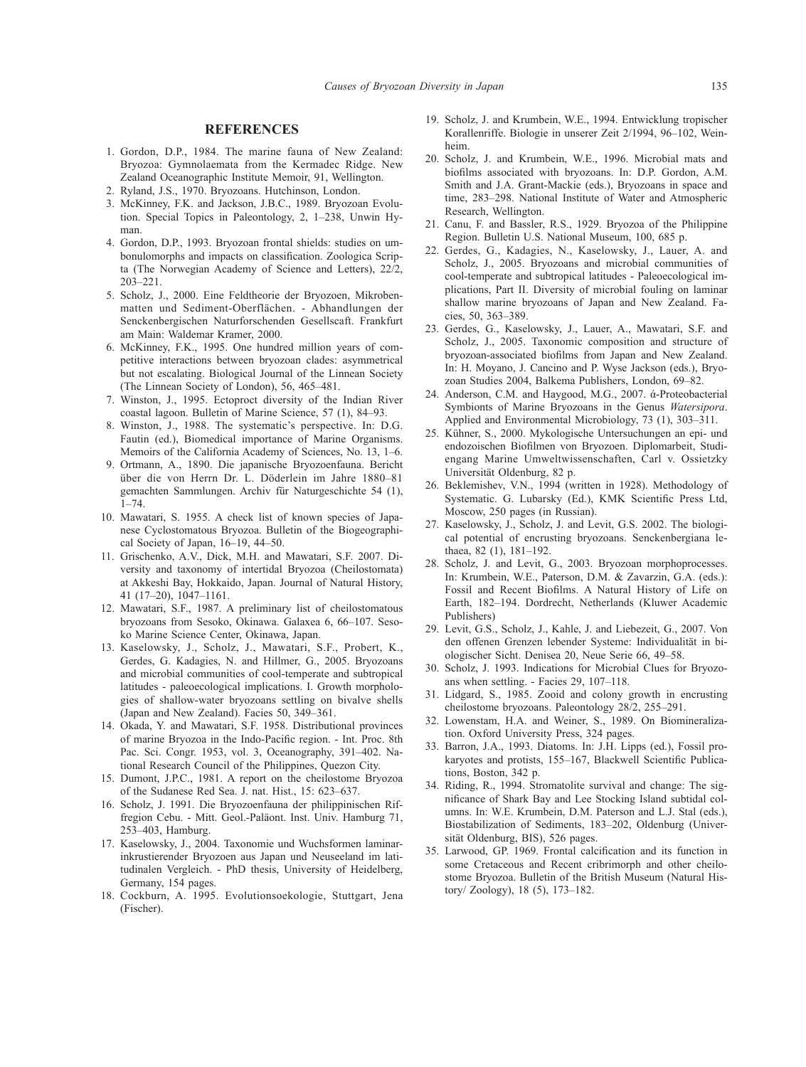## REFERENCES

1. Gordon, D.P., 1984. The marine fauna of New Zealand: Bryozoa: Gymnolaemata from the Kermadec Ridge. New Zealand Oceanographic Institute Memoir, 91, Wellington.
2. Ryland, J.S., 1970. Bryozoans. Hutchinson, London.
3. McKinney, F.K. and Jackson, J.B.C., 1989. Bryozoan Evolution. Special Topics in Paleontology, 2, 1–238, Unwin Hyman.
4. Gordon, D.P., 1993. Bryozoan frontal shields: studies on umbonulomorphs and impacts on classification. Zoologica Scripta (The Norwegian Academy of Science and Letters), 22/2, 203–221.
5. Scholz, J., 2000. Eine Feldtheorie der Bryozoen, Mikrobenmatten und Sediment-Oberflächen. - Abhandlungen der Senckenbergischen Naturforschenden Gesellscaft. Frankfurt am Main: Waldemar Kramer, 2000.
6. McKinney, F.K., 1995. One hundred million years of competitive interactions between bryozoan clades: asymmetrical but not escalating. Biological Journal of the Linnean Society (The Linnean Society of London), 56, 465–481.
7. Winston, J., 1995. Ectoproct diversity of the Indian River coastal lagoon. Bulletin of Marine Science, 57 (1), 84–93.
8. Winston, J., 1988. The systematic's perspective. In: D.G. Fautin (ed.), Biomedical importance of Marine Organisms. Memoirs of the California Academy of Sciences, No. 13, 1–6.
9. Ortmann, A., 1890. Die japanische Bryozoenfauna. Bericht über die von Herrn Dr. L. Döderlein im Jahre 1880–81 gemachten Sammlungen. Archiv für Naturgeschichte 54 (1), 1–74.
10. Mawatari, S. 1955. A check list of known species of Japanese Cyclostomatous Bryozoa. Bulletin of the Biogeographical Society of Japan, 16–19, 44–50.
11. Grischenko, A.V., Dick, M.H. and Mawatari, S.F. 2007. Diversity and taxonomy of intertidal Bryozoa (Cheilostomata) at Akkeshi Bay, Hokkaido, Japan. Journal of Natural History, 41 (17–20), 1047–1161.
12. Mawatari, S.F., 1987. A preliminary list of cheilostomatous bryozoans from Sesoko, Okinawa. Galaxea 6, 66–107. Sesoko Marine Science Center, Okinawa, Japan.
13. Kaselowsky, J., Scholz, J., Mawatari, S.F., Probert, K., Gerdes, G. Kadagies, N. and Hillmer, G., 2005. Bryozoans and microbial communities of cool-temperate and subtropical latitudes - paleoecological implications. I. Growth morphologies of shallow-water bryozoans settling on bivalve shells (Japan and New Zealand). Facies 50, 349–361.
14. Okada, Y. and Mawatari, S.F. 1958. Distributional provinces of marine Bryozoa in the Indo-Pacific region. - Int. Proc. 8th Pac. Sci. Congr. 1953, vol. 3, Oceanography, 391–402. National Research Council of the Philippines, Quezon City.
15. Dumont, J.P.C., 1981. A report on the cheilostome Bryozoa of the Sudanese Red Sea. J. nat. Hist., 15: 623–637.
16. Scholz, J. 1991. Die Bryozoenfauna der philippinischen Riffregion Cebu. - Mitt. Geol.-Paläont. Inst. Univ. Hamburg 71, 253–403, Hamburg.
17. Kaselowsky, J., 2004. Taxonomie und Wuchsformen laminarinkrustierender Bryozoen aus Japan und Neuseeland im latitudinalen Vergleich. - PhD thesis, University of Heidelberg, Germany, 154 pages.
18. Cockburn, A. 1995. Evolutionsoekologie, Stuttgart, Jena (Fischer).
19. Scholz, J. and Krumbein, W.E., 1994. Entwicklung tropischer Korallenriffe. Biologie in unserer Zeit 2/1994, 96–102, Weinheim.
20. Scholz, J. and Krumbein, W.E., 1996. Microbial mats and biofilms associated with bryozoans. In: D.P. Gordon, A.M. Smith and J.A. Grant-Mackie (eds.), Bryozoans in space and time, 283–298. National Institute of Water and Atmospheric Research, Wellington.
21. Canu, F. and Bassler, R.S., 1929. Bryozoa of the Philippine Region. Bulletin U.S. National Museum, 100, 685 p.
22. Gerdes, G., Kadagies, N., Kaselowsky, J., Lauer, A. and Scholz, J., 2005. Bryozoans and microbial communities of cool-temperate and subtropical latitudes - Paleoecological implications, Part II. Diversity of microbial fouling on laminar shallow marine bryozoans of Japan and New Zealand. Facies, 50, 363–389.
23. Gerdes, G., Kaselowsky, J., Lauer, A., Mawatari, S.F. and Scholz, J., 2005. Taxonomic composition and structure of bryozoan-associated biofilms from Japan and New Zealand. In: H. Moyano, J. Cancino and P. Wyse Jackson (eds.), Bryozoan Studies 2004, Balkema Publishers, London, 69–82.
24. Anderson, C.M. and Haygood, M.G., 2007. ά-Proteobacterial Symbionts of Marine Bryozoans in the Genus *Watersipora*. Applied and Environmental Microbiology, 73 (1), 303–311.
25. Kühner, S., 2000. Mykologische Untersuchungen an epi- und endozoischen Biofilmen von Bryozoen. Diplomarbeit, Studiengang Marine Umweltwissenschaften, Carl v. Ossietzky Universität Oldenburg, 82 p.
26. Beklemishev, V.N., 1994 (written in 1928). Methodology of Systematic. G. Lubarsky (Ed.), KMK Scientific Press Ltd, Moscow, 250 pages (in Russian).
27. Kaselowsky, J., Scholz, J. and Levit, G.S. 2002. The biological potential of encrusting bryozoans. Senckenbergiana lethaea, 82 (1), 181–192.
28. Scholz, J. and Levit, G., 2003. Bryozoan morphoprocesses. In: Krumbein, W.E., Paterson, D.M. & Zavarzin, G.A. (eds.): Fossil and Recent Biofilms. A Natural History of Life on Earth, 182–194. Dordrecht, Netherlands (Kluwer Academic Publishers)
29. Levit, G.S., Scholz, J., Kahle, J. and Liebezeit, G., 2007. Von den offenen Grenzen lebender Systeme: Individualität in biologischer Sicht. Denisea 20, Neue Serie 66, 49–58.
30. Scholz, J. 1993. Indications for Microbial Clues for Bryozoans when settling. - Facies 29, 107–118.
31. Lidgard, S., 1985. Zooid and colony growth in encrusting cheilostome bryozoans. Paleontology 28/2, 255–291.
32. Lowenstam, H.A. and Weiner, S., 1989. On Biomineralization. Oxford University Press, 324 pages.
33. Barron, J.A., 1993. Diatoms. In: J.H. Lipps (ed.), Fossil prokaryotes and protists, 155–167, Blackwell Scientific Publications, Boston, 342 p.
34. Riding, R., 1994. Stromatolite survival and change: The significance of Shark Bay and Lee Stocking Island subtidal columns. In: W.E. Krumbein, D.M. Paterson and L.J. Stal (eds.), Biostabilization of Sediments, 183–202, Oldenburg (Universität Oldenburg, BIS), 526 pages.
35. Larwood, GP. 1969. Frontal calcification and its function in some Cretaceous and Recent cribrimorph and other cheilostome Bryozoa. Bulletin of the British Museum (Natural History/ Zoology), 18 (5), 173–182.